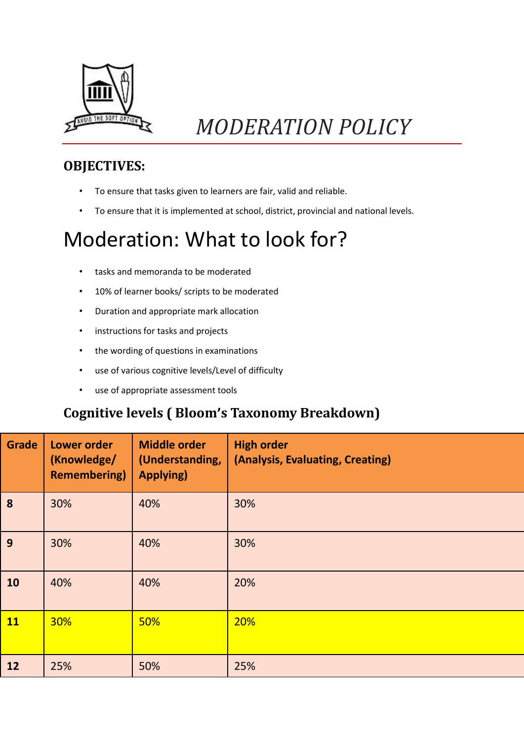# *MODERATION POLICY*

## OBJECTIVES:

- To ensure that tasks given to learners are fair, valid and reliable.
- To ensure that it is implemented at school, district, provincial and national levels.

# Moderation: What to look for?

- tasks and memoranda to be moderated
- 10% of learner books/ scripts to be moderated
- Duration and appropriate mark allocation
- instructions for tasks and projects
- the wording of questions in examinations
- use of various cognitive levels/Level of difficulty
- use of appropriate assessment tools

## Cognitive levels ( Bloom's Taxonomy Breakdown)

| Grade | Lower order (Knowledge/ Remembering) | Middle order (Understanding, Applying) | High order (Analysis, Evaluating, Creating) |
|---|---|---|---|
| 8 | 30% | 40% | 30% |
| 9 | 30% | 40% | 30% |
| 10 | 40% | 40% | 20% |
| 11 | 30% | 50% | 20% |
| 12 | 25% | 50% | 25% |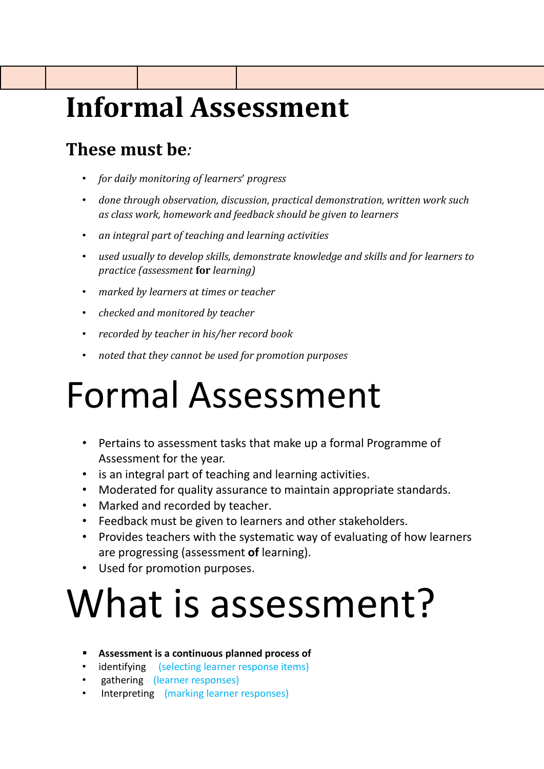# Informal Assessment

## These must be*:*

- *for daily monitoring of learners' progress*
- *done through observation, discussion, practical demonstration, written work such as class work, homework and feedback should be given to learners*
- *an integral part of teaching and learning activities*
- *used usually to develop skills, demonstrate knowledge and skills and for learners to practice (assessment* **for** *learning)*
- *marked by learners at times or teacher*
- *checked and monitored by teacher*
- *recorded by teacher in his/her record book*
- *noted that they cannot be used for promotion purposes*

# Formal Assessment

- Pertains to assessment tasks that make up a formal Programme of Assessment for the year.
- is an integral part of teaching and learning activities.
- Moderated for quality assurance to maintain appropriate standards.
- Marked and recorded by teacher.
- Feedback must be given to learners and other stakeholders.
- Provides teachers with the systematic way of evaluating of how learners are progressing (assessment **of** learning).
- Used for promotion purposes.

# What is assessment?

- **Assessment is a continuous planned process of**
- identifying (selecting learner response items)
- gathering (learner responses)
- Interpreting (marking learner responses)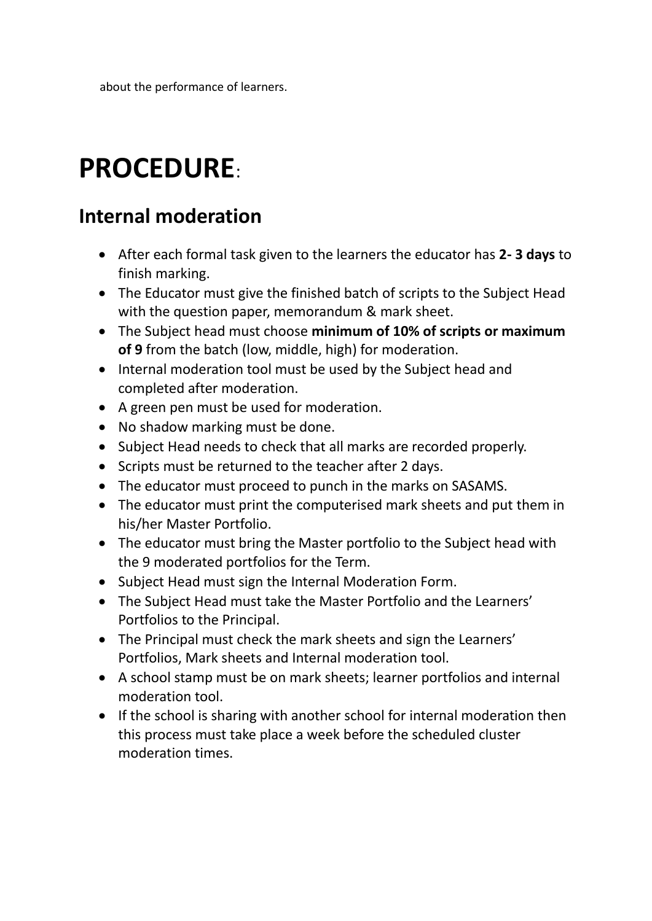about the performance of learners.

# PROCEDURE:

## Internal moderation

- After each formal task given to the learners the educator has **2- 3 days** to finish marking.
- The Educator must give the finished batch of scripts to the Subject Head with the question paper, memorandum & mark sheet.
- The Subject head must choose **minimum of 10% of scripts or maximum of 9** from the batch (low, middle, high) for moderation.
- Internal moderation tool must be used by the Subject head and completed after moderation.
- A green pen must be used for moderation.
- No shadow marking must be done.
- Subject Head needs to check that all marks are recorded properly.
- Scripts must be returned to the teacher after 2 days.
- The educator must proceed to punch in the marks on SASAMS.
- The educator must print the computerised mark sheets and put them in his/her Master Portfolio.
- The educator must bring the Master portfolio to the Subject head with the 9 moderated portfolios for the Term.
- Subject Head must sign the Internal Moderation Form.
- The Subject Head must take the Master Portfolio and the Learners' Portfolios to the Principal.
- The Principal must check the mark sheets and sign the Learners' Portfolios, Mark sheets and Internal moderation tool.
- A school stamp must be on mark sheets; learner portfolios and internal moderation tool.
- If the school is sharing with another school for internal moderation then this process must take place a week before the scheduled cluster moderation times.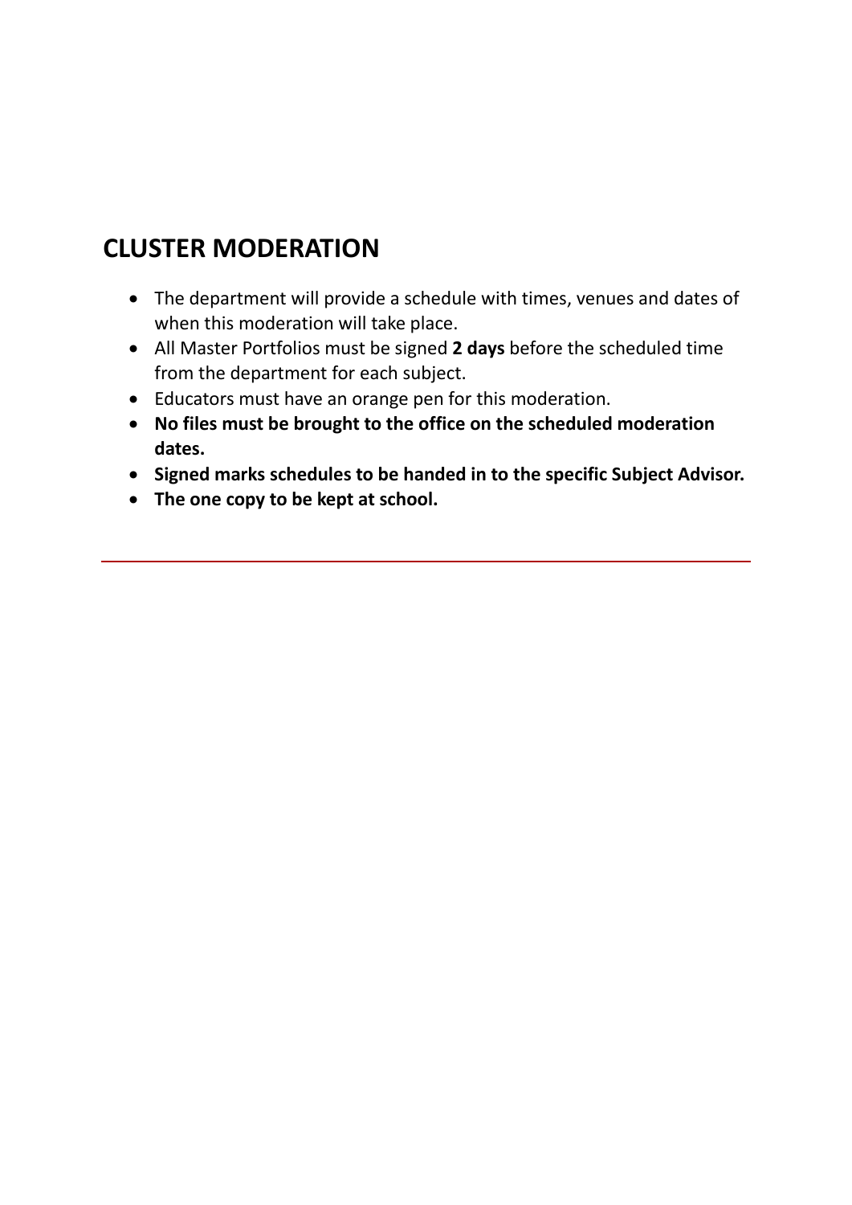## CLUSTER MODERATION

- The department will provide a schedule with times, venues and dates of when this moderation will take place.
- All Master Portfolios must be signed **2 days** before the scheduled time from the department for each subject.
- Educators must have an orange pen for this moderation.
- **No files must be brought to the office on the scheduled moderation dates.**
- **Signed marks schedules to be handed in to the specific Subject Advisor.**
- **The one copy to be kept at school.**